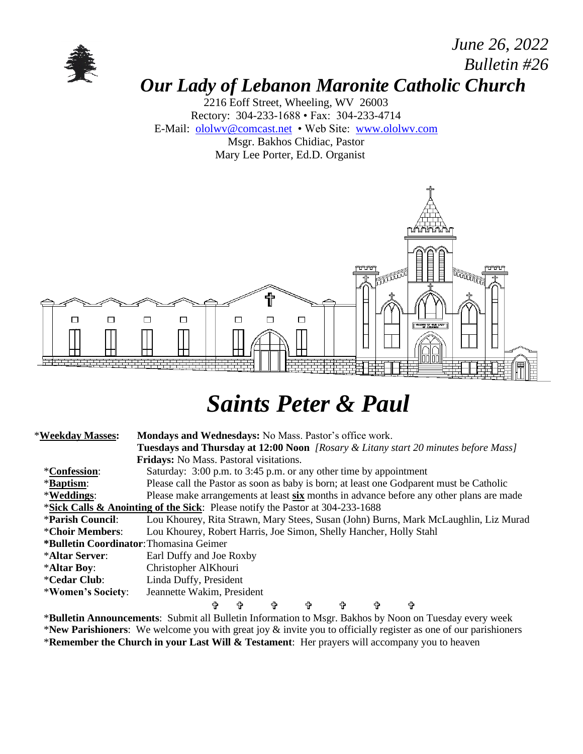*June 26, 2022*
*Bulletin #26*

# *Our Lady of Lebanon Maronite Catholic Church*

2216 Eoff Street, Wheeling, WV 26003
Rectory: 304-233-1688 • Fax: 304-233-4714
E-Mail: ololwv@comcast.net • Web Site: www.ololwv.com
Msgr. Bakhos Chidiac, Pastor
Mary Lee Porter, Ed.D. Organist

# *Saints Peter & Paul*

*__Weekday Masses:__ **Mondays and Wednesdays:** No Mass. Pastor's office work.
**Tuesdays and Thursday at 12:00 Noon** *[Rosary & Litany start 20 minutes before Mass]*
**Fridays:** No Mass. Pastoral visitations.

*__Confession__: Saturday: 3:00 p.m. to 3:45 p.m. or any other time by appointment
*__Baptism__: Please call the Pastor as soon as baby is born; at least one Godparent must be Catholic
*__Weddings__: Please make arrangements at least __six__ months in advance before any other plans are made
*__Sick Calls & Anointing of the Sick__: Please notify the Pastor at 304-233-1688
***Parish Council**: Lou Khourey, Rita Strawn, Mary Stees, Susan (John) Burns, Mark McLaughlin, Liz Murad
***Choir Members**: Lou Khourey, Robert Harris, Joe Simon, Shelly Hancher, Holly Stahl
***Bulletin Coordinator**: Thomasina Geimer
***Altar Server**: Earl Duffy and Joe Roxby
***Altar Boy**: Christopher AlKhouri
***Cedar Club**: Linda Duffy, President
***Women's Society**: Jeannette Wakim, President

✞ ✞ ✞ ✞ ✞ ✞ ✞

***Bulletin Announcements**: Submit all Bulletin Information to Msgr. Bakhos by Noon on Tuesday every week
***New Parishioners**: We welcome you with great joy & invite you to officially register as one of our parishioners
***Remember the Church in your Last Will & Testament**: Her prayers will accompany you to heaven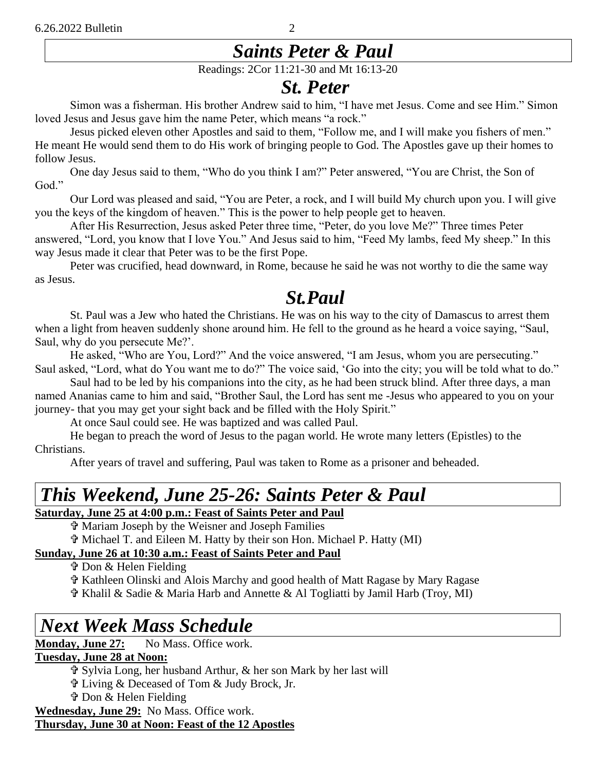# *Saints Peter & Paul*

Readings: 2Cor 11:21-30 and Mt 16:13-20

## *St. Peter*

Simon was a fisherman. His brother Andrew said to him, "I have met Jesus. Come and see Him." Simon loved Jesus and Jesus gave him the name Peter, which means "a rock."

Jesus picked eleven other Apostles and said to them, "Follow me, and I will make you fishers of men." He meant He would send them to do His work of bringing people to God. The Apostles gave up their homes to follow Jesus.

One day Jesus said to them, "Who do you think I am?" Peter answered, "You are Christ, the Son of God."

Our Lord was pleased and said, "You are Peter, a rock, and I will build My church upon you. I will give you the keys of the kingdom of heaven." This is the power to help people get to heaven.

After His Resurrection, Jesus asked Peter three time, "Peter, do you love Me?" Three times Peter answered, "Lord, you know that I love You." And Jesus said to him, "Feed My lambs, feed My sheep." In this way Jesus made it clear that Peter was to be the first Pope.

Peter was crucified, head downward, in Rome, because he said he was not worthy to die the same way as Jesus.

## *St.Paul*

St. Paul was a Jew who hated the Christians. He was on his way to the city of Damascus to arrest them when a light from heaven suddenly shone around him. He fell to the ground as he heard a voice saying, "Saul, Saul, why do you persecute Me?'.

He asked, "Who are You, Lord?" And the voice answered, "I am Jesus, whom you are persecuting." Saul asked, "Lord, what do You want me to do?" The voice said, 'Go into the city; you will be told what to do."

Saul had to be led by his companions into the city, as he had been struck blind. After three days, a man named Ananias came to him and said, "Brother Saul, the Lord has sent me -Jesus who appeared to you on your journey- that you may get your sight back and be filled with the Holy Spirit."

At once Saul could see. He was baptized and was called Paul.

He began to preach the word of Jesus to the pagan world. He wrote many letters (Epistles) to the Christians.

After years of travel and suffering, Paul was taken to Rome as a prisoner and beheaded.

# *This Weekend, June 25-26: Saints Peter & Paul*

**Saturday, June 25 at 4:00 p.m.: Feast of Saints Peter and Paul**

✞ Mariam Joseph by the Weisner and Joseph Families

✞ Michael T. and Eileen M. Hatty by their son Hon. Michael P. Hatty (MI)

**Sunday, June 26 at 10:30 a.m.: Feast of Saints Peter and Paul**

✞ Don & Helen Fielding

✞ Kathleen Olinski and Alois Marchy and good health of Matt Ragase by Mary Ragase

✞ Khalil & Sadie & Maria Harb and Annette & Al Togliatti by Jamil Harb (Troy, MI)

# *Next Week Mass Schedule*

**Monday, June 27:** No Mass. Office work.

**Tuesday, June 28 at Noon:**

✞ Sylvia Long, her husband Arthur, & her son Mark by her last will

✞ Living & Deceased of Tom & Judy Brock, Jr.

✞ Don & Helen Fielding

**Wednesday, June 29:** No Mass. Office work.

**Thursday, June 30 at Noon: Feast of the 12 Apostles**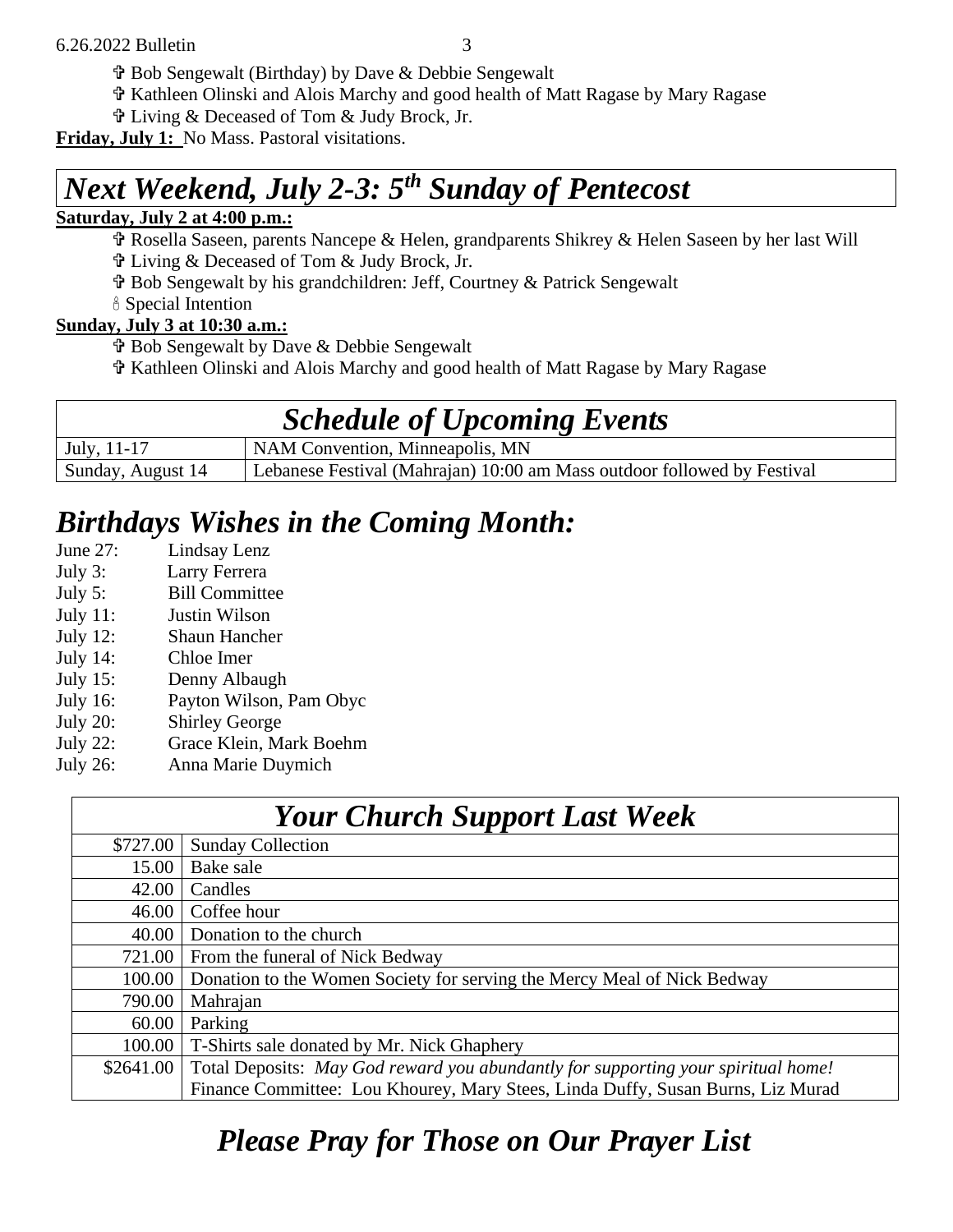✞ Bob Sengewalt (Birthday) by Dave & Debbie Sengewalt

✞ Kathleen Olinski and Alois Marchy and good health of Matt Ragase by Mary Ragase

✞ Living & Deceased of Tom & Judy Brock, Jr.

**Friday, July 1:** No Mass. Pastoral visitations.

## *Next Weekend, July 2-3: 5th Sunday of Pentecost*

**Saturday, July 2 at 4:00 p.m.:**

✞ Rosella Saseen, parents Nancepe & Helen, grandparents Shikrey & Helen Saseen by her last Will

✞ Living & Deceased of Tom & Judy Brock, Jr.

✞ Bob Sengewalt by his grandchildren: Jeff, Courtney & Patrick Sengewalt

🕯 Special Intention

**Sunday, July 3 at 10:30 a.m.:**

✞ Bob Sengewalt by Dave & Debbie Sengewalt

✞ Kathleen Olinski and Alois Marchy and good health of Matt Ragase by Mary Ragase

## *Schedule of Upcoming Events*

| | |
|---|---|
| July, 11-17 | NAM Convention, Minneapolis, MN |
| Sunday, August 14 | Lebanese Festival (Mahrajan) 10:00 am Mass outdoor followed by Festival |

## *Birthdays Wishes in the Coming Month:*

June 27: Lindsay Lenz
July 3: Larry Ferrera
July 5: Bill Committee
July 11: Justin Wilson
July 12: Shaun Hancher
July 14: Chloe Imer
July 15: Denny Albaugh
July 16: Payton Wilson, Pam Obyc
July 20: Shirley George
July 22: Grace Klein, Mark Boehm
July 26: Anna Marie Duymich

## *Your Church Support Last Week*

| | |
|---|---|
| \$727.00 | Sunday Collection |
| 15.00 | Bake sale |
| 42.00 | Candles |
| 46.00 | Coffee hour |
| 40.00 | Donation to the church |
| 721.00 | From the funeral of Nick Bedway |
| 100.00 | Donation to the Women Society for serving the Mercy Meal of Nick Bedway |
| 790.00 | Mahrajan |
| 60.00 | Parking |
| 100.00 | T-Shirts sale donated by Mr. Nick Ghaphery |
| \$2641.00 | Total Deposits: *May God reward you abundantly for supporting your spiritual home!* Finance Committee: Lou Khourey, Mary Stees, Linda Duffy, Susan Burns, Liz Murad |

## *Please Pray for Those on Our Prayer List*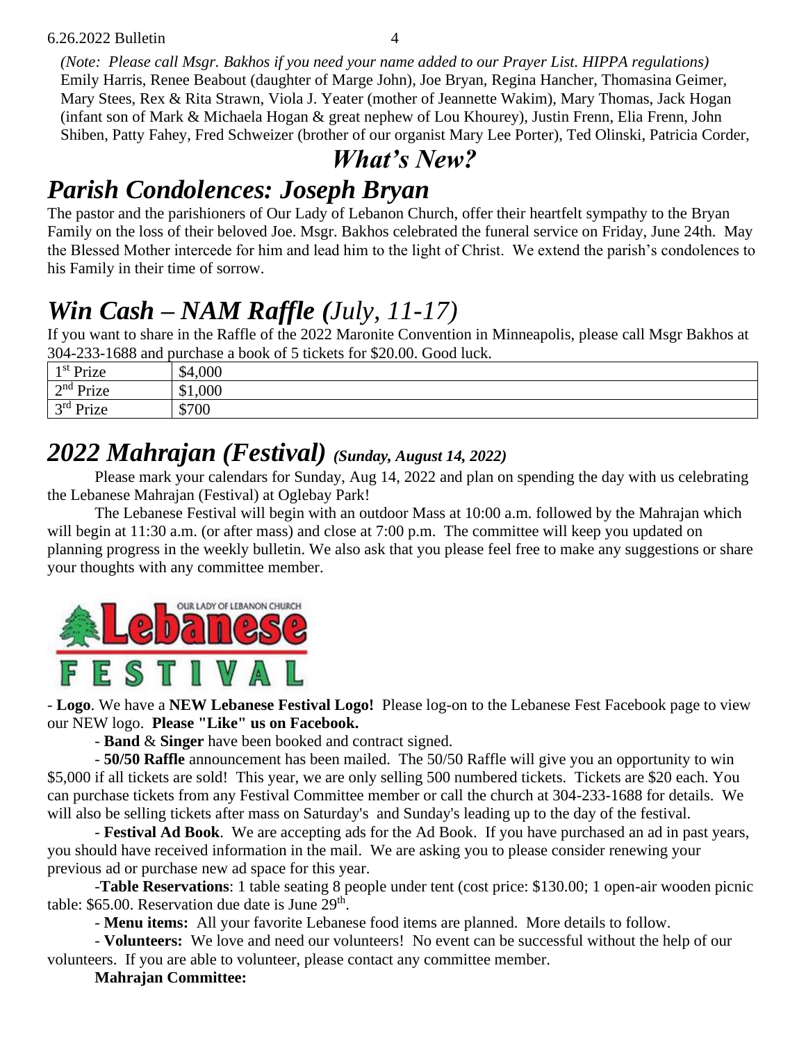*(Note: Please call Msgr. Bakhos if you need your name added to our Prayer List. HIPPA regulations)*
Emily Harris, Renee Beabout (daughter of Marge John), Joe Bryan, Regina Hancher, Thomasina Geimer, Mary Stees, Rex & Rita Strawn, Viola J. Yeater (mother of Jeannette Wakim), Mary Thomas, Jack Hogan (infant son of Mark & Michaela Hogan & great nephew of Lou Khourey), Justin Frenn, Elia Frenn, John Shiben, Patty Fahey, Fred Schweizer (brother of our organist Mary Lee Porter), Ted Olinski, Patricia Corder,

# *What's New?*

## *Parish Condolences: Joseph Bryan*

The pastor and the parishioners of Our Lady of Lebanon Church, offer their heartfelt sympathy to the Bryan Family on the loss of their beloved Joe. Msgr. Bakhos celebrated the funeral service on Friday, June 24th. May the Blessed Mother intercede for him and lead him to the light of Christ. We extend the parish's condolences to his Family in their time of sorrow.

## *Win Cash – NAM Raffle (July, 11-17)*

If you want to share in the Raffle of the 2022 Maronite Convention in Minneapolis, please call Msgr Bakhos at 304-233-1688 and purchase a book of 5 tickets for $20.00. Good luck.

| 1st Prize | $4,000 |
|---|---|
| 2nd Prize | $1,000 |
| 3rd Prize | $700 |

## *2022 Mahrajan (Festival) (Sunday, August 14, 2022)*

Please mark your calendars for Sunday, Aug 14, 2022 and plan on spending the day with us celebrating the Lebanese Mahrajan (Festival) at Oglebay Park!

The Lebanese Festival will begin with an outdoor Mass at 10:00 a.m. followed by the Mahrajan which will begin at 11:30 a.m. (or after mass) and close at 7:00 p.m. The committee will keep you updated on planning progress in the weekly bulletin. We also ask that you please feel free to make any suggestions or share your thoughts with any committee member.

OUR LADY OF LEBANON CHURCH
Lebanese
FESTIVAL

- **Logo**. We have a **NEW Lebanese Festival Logo!** Please log-on to the Lebanese Fest Facebook page to view our NEW logo. **Please "Like" us on Facebook.**

- **Band** & **Singer** have been booked and contract signed.

- **50/50 Raffle** announcement has been mailed. The 50/50 Raffle will give you an opportunity to win $5,000 if all tickets are sold! This year, we are only selling 500 numbered tickets. Tickets are $20 each. You can purchase tickets from any Festival Committee member or call the church at 304-233-1688 for details. We will also be selling tickets after mass on Saturday's and Sunday's leading up to the day of the festival.

- **Festival Ad Book**. We are accepting ads for the Ad Book. If you have purchased an ad in past years, you should have received information in the mail. We are asking you to please consider renewing your previous ad or purchase new ad space for this year.

-**Table Reservations**: 1 table seating 8 people under tent (cost price: $130.00; 1 open-air wooden picnic table: $65.00. Reservation due date is June 29th.

- **Menu items:** All your favorite Lebanese food items are planned. More details to follow.

- **Volunteers:** We love and need our volunteers! No event can be successful without the help of our volunteers. If you are able to volunteer, please contact any committee member.

**Mahrajan Committee:**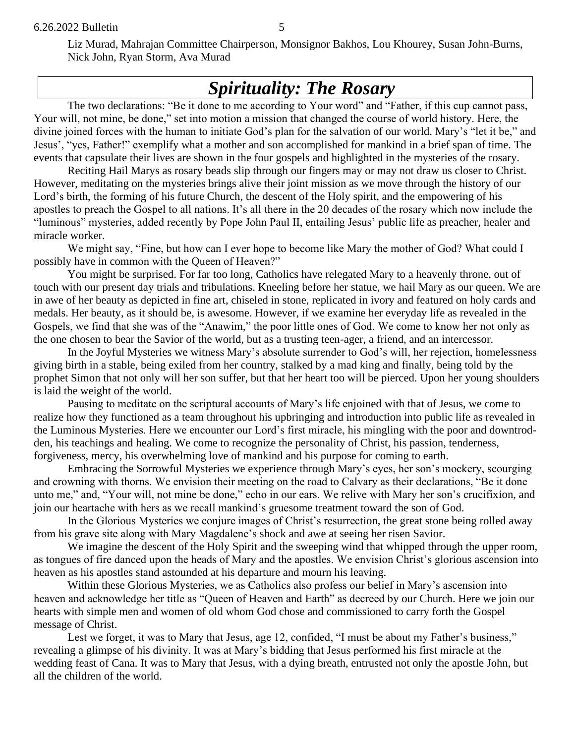Liz Murad, Mahrajan Committee Chairperson, Monsignor Bakhos, Lou Khourey, Susan John-Burns, Nick John, Ryan Storm, Ava Murad

# *Spirituality: The Rosary*

The two declarations: "Be it done to me according to Your word" and "Father, if this cup cannot pass, Your will, not mine, be done," set into motion a mission that changed the course of world history. Here, the divine joined forces with the human to initiate God's plan for the salvation of our world. Mary's "let it be," and Jesus', "yes, Father!" exemplify what a mother and son accomplished for mankind in a brief span of time. The events that capsulate their lives are shown in the four gospels and highlighted in the mysteries of the rosary.

Reciting Hail Marys as rosary beads slip through our fingers may or may not draw us closer to Christ. However, meditating on the mysteries brings alive their joint mission as we move through the history of our Lord's birth, the forming of his future Church, the descent of the Holy spirit, and the empowering of his apostles to preach the Gospel to all nations. It's all there in the 20 decades of the rosary which now include the "luminous" mysteries, added recently by Pope John Paul II, entailing Jesus' public life as preacher, healer and miracle worker.

We might say, "Fine, but how can I ever hope to become like Mary the mother of God? What could I possibly have in common with the Queen of Heaven?"

You might be surprised. For far too long, Catholics have relegated Mary to a heavenly throne, out of touch with our present day trials and tribulations. Kneeling before her statue, we hail Mary as our queen. We are in awe of her beauty as depicted in fine art, chiseled in stone, replicated in ivory and featured on holy cards and medals. Her beauty, as it should be, is awesome. However, if we examine her everyday life as revealed in the Gospels, we find that she was of the "Anawim," the poor little ones of God. We come to know her not only as the one chosen to bear the Savior of the world, but as a trusting teen-ager, a friend, and an intercessor.

In the Joyful Mysteries we witness Mary's absolute surrender to God's will, her rejection, homelessness giving birth in a stable, being exiled from her country, stalked by a mad king and finally, being told by the prophet Simon that not only will her son suffer, but that her heart too will be pierced. Upon her young shoulders is laid the weight of the world.

Pausing to meditate on the scriptural accounts of Mary's life enjoined with that of Jesus, we come to realize how they functioned as a team throughout his upbringing and introduction into public life as revealed in the Luminous Mysteries. Here we encounter our Lord's first miracle, his mingling with the poor and downtrodden, his teachings and healing. We come to recognize the personality of Christ, his passion, tenderness, forgiveness, mercy, his overwhelming love of mankind and his purpose for coming to earth.

Embracing the Sorrowful Mysteries we experience through Mary's eyes, her son's mockery, scourging and crowning with thorns. We envision their meeting on the road to Calvary as their declarations, "Be it done unto me," and, "Your will, not mine be done," echo in our ears. We relive with Mary her son's crucifixion, and join our heartache with hers as we recall mankind's gruesome treatment toward the son of God.

In the Glorious Mysteries we conjure images of Christ's resurrection, the great stone being rolled away from his grave site along with Mary Magdalene's shock and awe at seeing her risen Savior.

We imagine the descent of the Holy Spirit and the sweeping wind that whipped through the upper room, as tongues of fire danced upon the heads of Mary and the apostles. We envision Christ's glorious ascension into heaven as his apostles stand astounded at his departure and mourn his leaving.

Within these Glorious Mysteries, we as Catholics also profess our belief in Mary's ascension into heaven and acknowledge her title as "Queen of Heaven and Earth" as decreed by our Church. Here we join our hearts with simple men and women of old whom God chose and commissioned to carry forth the Gospel message of Christ.

Lest we forget, it was to Mary that Jesus, age 12, confided, "I must be about my Father's business," revealing a glimpse of his divinity. It was at Mary's bidding that Jesus performed his first miracle at the wedding feast of Cana. It was to Mary that Jesus, with a dying breath, entrusted not only the apostle John, but all the children of the world.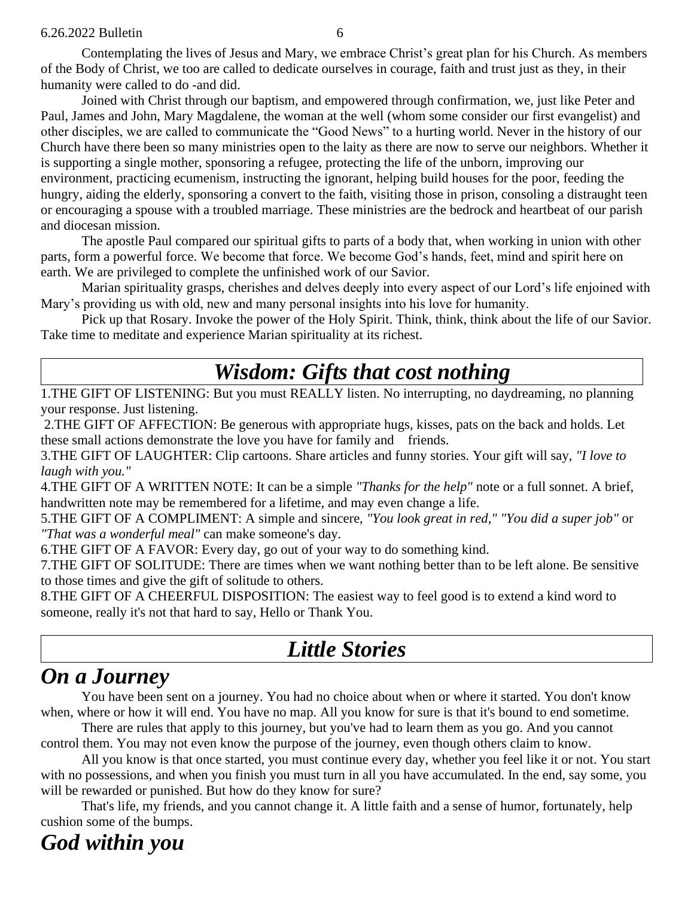Contemplating the lives of Jesus and Mary, we embrace Christ's great plan for his Church. As members of the Body of Christ, we too are called to dedicate ourselves in courage, faith and trust just as they, in their humanity were called to do -and did.

Joined with Christ through our baptism, and empowered through confirmation, we, just like Peter and Paul, James and John, Mary Magdalene, the woman at the well (whom some consider our first evangelist) and other disciples, we are called to communicate the "Good News" to a hurting world. Never in the history of our Church have there been so many ministries open to the laity as there are now to serve our neighbors. Whether it is supporting a single mother, sponsoring a refugee, protecting the life of the unborn, improving our environment, practicing ecumenism, instructing the ignorant, helping build houses for the poor, feeding the hungry, aiding the elderly, sponsoring a convert to the faith, visiting those in prison, consoling a distraught teen or encouraging a spouse with a troubled marriage. These ministries are the bedrock and heartbeat of our parish and diocesan mission.

The apostle Paul compared our spiritual gifts to parts of a body that, when working in union with other parts, form a powerful force. We become that force. We become God's hands, feet, mind and spirit here on earth. We are privileged to complete the unfinished work of our Savior.

Marian spirituality grasps, cherishes and delves deeply into every aspect of our Lord's life enjoined with Mary's providing us with old, new and many personal insights into his love for humanity.

Pick up that Rosary. Invoke the power of the Holy Spirit. Think, think, think about the life of our Savior. Take time to meditate and experience Marian spirituality at its richest.

# *Wisdom: Gifts that cost nothing*

1.THE GIFT OF LISTENING: But you must REALLY listen. No interrupting, no daydreaming, no planning your response. Just listening.

2.THE GIFT OF AFFECTION: Be generous with appropriate hugs, kisses, pats on the back and holds. Let these small actions demonstrate the love you have for family and friends.

3.THE GIFT OF LAUGHTER: Clip cartoons. Share articles and funny stories. Your gift will say, *"I love to laugh with you."*

4.THE GIFT OF A WRITTEN NOTE: It can be a simple *"Thanks for the help"* note or a full sonnet. A brief, handwritten note may be remembered for a lifetime, and may even change a life.

5.THE GIFT OF A COMPLIMENT: A simple and sincere, *"You look great in red," "You did a super job"* or *"That was a wonderful meal"* can make someone's day.

6.THE GIFT OF A FAVOR: Every day, go out of your way to do something kind.

7.THE GIFT OF SOLITUDE: There are times when we want nothing better than to be left alone. Be sensitive to those times and give the gift of solitude to others.

8.THE GIFT OF A CHEERFUL DISPOSITION: The easiest way to feel good is to extend a kind word to someone, really it's not that hard to say, Hello or Thank You.

# *Little Stories*

## *On a Journey*

You have been sent on a journey. You had no choice about when or where it started. You don't know when, where or how it will end. You have no map. All you know for sure is that it's bound to end sometime.

There are rules that apply to this journey, but you've had to learn them as you go. And you cannot control them. You may not even know the purpose of the journey, even though others claim to know.

All you know is that once started, you must continue every day, whether you feel like it or not. You start with no possessions, and when you finish you must turn in all you have accumulated. In the end, say some, you will be rewarded or punished. But how do they know for sure?

That's life, my friends, and you cannot change it. A little faith and a sense of humor, fortunately, help cushion some of the bumps.

## *God within you*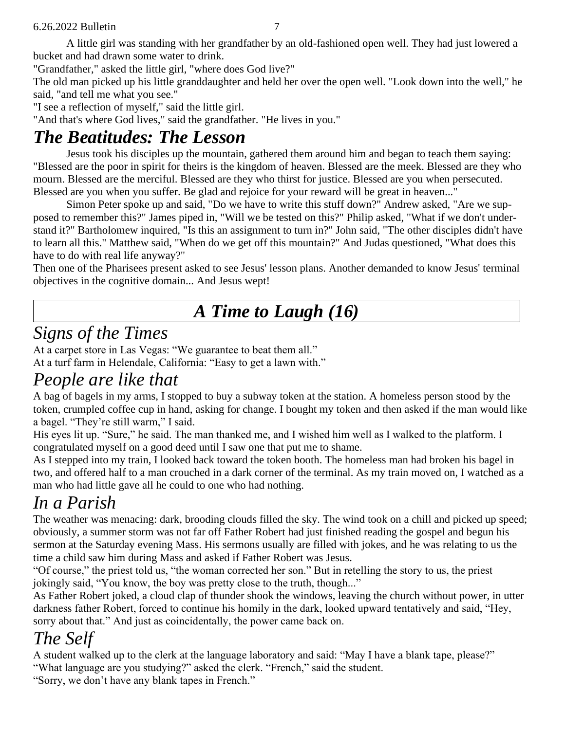A little girl was standing with her grandfather by an old-fashioned open well. They had just lowered a bucket and had drawn some water to drink.

"Grandfather," asked the little girl, "where does God live?"

The old man picked up his little granddaughter and held her over the open well. "Look down into the well," he said, "and tell me what you see."

"I see a reflection of myself," said the little girl.

"And that's where God lives," said the grandfather. "He lives in you."

# *The Beatitudes: The Lesson*

Jesus took his disciples up the mountain, gathered them around him and began to teach them saying: "Blessed are the poor in spirit for theirs is the kingdom of heaven. Blessed are the meek. Blessed are they who mourn. Blessed are the merciful. Blessed are they who thirst for justice. Blessed are you when persecuted. Blessed are you when you suffer. Be glad and rejoice for your reward will be great in heaven..."

Simon Peter spoke up and said, "Do we have to write this stuff down?" Andrew asked, "Are we supposed to remember this?" James piped in, "Will we be tested on this?" Philip asked, "What if we don't understand it?" Bartholomew inquired, "Is this an assignment to turn in?" John said, "The other disciples didn't have to learn all this." Matthew said, "When do we get off this mountain?" And Judas questioned, "What does this have to do with real life anyway?"

Then one of the Pharisees present asked to see Jesus' lesson plans. Another demanded to know Jesus' terminal objectives in the cognitive domain... And Jesus wept!

# *A Time to Laugh (16)*

## *Signs of the Times*

At a carpet store in Las Vegas: "We guarantee to beat them all."

At a turf farm in Helendale, California: "Easy to get a lawn with."

## *People are like that*

A bag of bagels in my arms, I stopped to buy a subway token at the station. A homeless person stood by the token, crumpled coffee cup in hand, asking for change. I bought my token and then asked if the man would like a bagel. "They're still warm," I said.

His eyes lit up. "Sure," he said. The man thanked me, and I wished him well as I walked to the platform. I congratulated myself on a good deed until I saw one that put me to shame.

As I stepped into my train, I looked back toward the token booth. The homeless man had broken his bagel in two, and offered half to a man crouched in a dark corner of the terminal. As my train moved on, I watched as a man who had little gave all he could to one who had nothing.

## *In a Parish*

The weather was menacing: dark, brooding clouds filled the sky. The wind took on a chill and picked up speed; obviously, a summer storm was not far off Father Robert had just finished reading the gospel and begun his sermon at the Saturday evening Mass. His sermons usually are filled with jokes, and he was relating to us the time a child saw him during Mass and asked if Father Robert was Jesus.

"Of course," the priest told us, "the woman corrected her son." But in retelling the story to us, the priest jokingly said, "You know, the boy was pretty close to the truth, though..."

As Father Robert joked, a cloud clap of thunder shook the windows, leaving the church without power, in utter darkness father Robert, forced to continue his homily in the dark, looked upward tentatively and said, "Hey, sorry about that." And just as coincidentally, the power came back on.

## *The Self*

A student walked up to the clerk at the language laboratory and said: "May I have a blank tape, please?"

"What language are you studying?" asked the clerk. "French," said the student.

"Sorry, we don't have any blank tapes in French."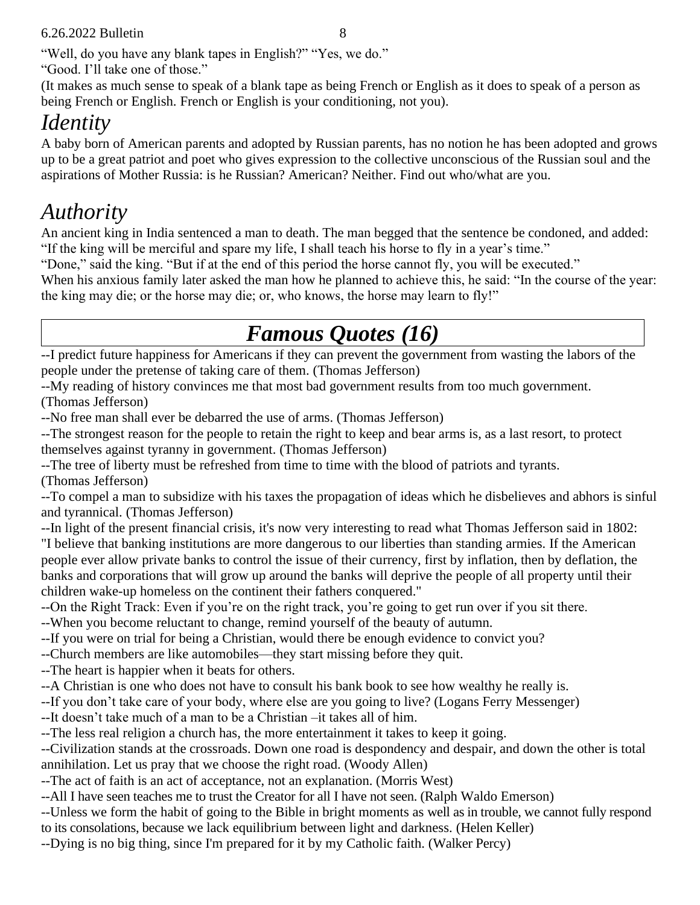"Well, do you have any blank tapes in English?" "Yes, we do."
"Good. I'll take one of those."
(It makes as much sense to speak of a blank tape as being French or English as it does to speak of a person as being French or English. French or English is your conditioning, not you).

# *Identity*

A baby born of American parents and adopted by Russian parents, has no notion he has been adopted and grows up to be a great patriot and poet who gives expression to the collective unconscious of the Russian soul and the aspirations of Mother Russia: is he Russian? American? Neither. Find out who/what are you.

# *Authority*

An ancient king in India sentenced a man to death. The man begged that the sentence be condoned, and added: "If the king will be merciful and spare my life, I shall teach his horse to fly in a year's time."
"Done," said the king. "But if at the end of this period the horse cannot fly, you will be executed."
When his anxious family later asked the man how he planned to achieve this, he said: "In the course of the year: the king may die; or the horse may die; or, who knows, the horse may learn to fly!"

# ***Famous Quotes (16)***

--I predict future happiness for Americans if they can prevent the government from wasting the labors of the people under the pretense of taking care of them. (Thomas Jefferson)
--My reading of history convinces me that most bad government results from too much government. (Thomas Jefferson)
--No free man shall ever be debarred the use of arms. (Thomas Jefferson)
--The strongest reason for the people to retain the right to keep and bear arms is, as a last resort, to protect themselves against tyranny in government. (Thomas Jefferson)
--The tree of liberty must be refreshed from time to time with the blood of patriots and tyrants. (Thomas Jefferson)
--To compel a man to subsidize with his taxes the propagation of ideas which he disbelieves and abhors is sinful and tyrannical. (Thomas Jefferson)
--In light of the present financial crisis, it's now very interesting to read what Thomas Jefferson said in 1802: "I believe that banking institutions are more dangerous to our liberties than standing armies. If the American people ever allow private banks to control the issue of their currency, first by inflation, then by deflation, the banks and corporations that will grow up around the banks will deprive the people of all property until their children wake-up homeless on the continent their fathers conquered."
--On the Right Track: Even if you're on the right track, you're going to get run over if you sit there.
--When you become reluctant to change, remind yourself of the beauty of autumn.
--If you were on trial for being a Christian, would there be enough evidence to convict you?
--Church members are like automobiles—they start missing before they quit.
--The heart is happier when it beats for others.
--A Christian is one who does not have to consult his bank book to see how wealthy he really is.
--If you don't take care of your body, where else are you going to live? (Logans Ferry Messenger)
--It doesn't take much of a man to be a Christian –it takes all of him.
--The less real religion a church has, the more entertainment it takes to keep it going.
--Civilization stands at the crossroads. Down one road is despondency and despair, and down the other is total annihilation. Let us pray that we choose the right road. (Woody Allen)
--The act of faith is an act of acceptance, not an explanation. (Morris West)
--All I have seen teaches me to trust the Creator for all I have not seen. (Ralph Waldo Emerson)
--Unless we form the habit of going to the Bible in bright moments as well as in trouble, we cannot fully respond to its consolations, because we lack equilibrium between light and darkness. (Helen Keller)
--Dying is no big thing, since I'm prepared for it by my Catholic faith. (Walker Percy)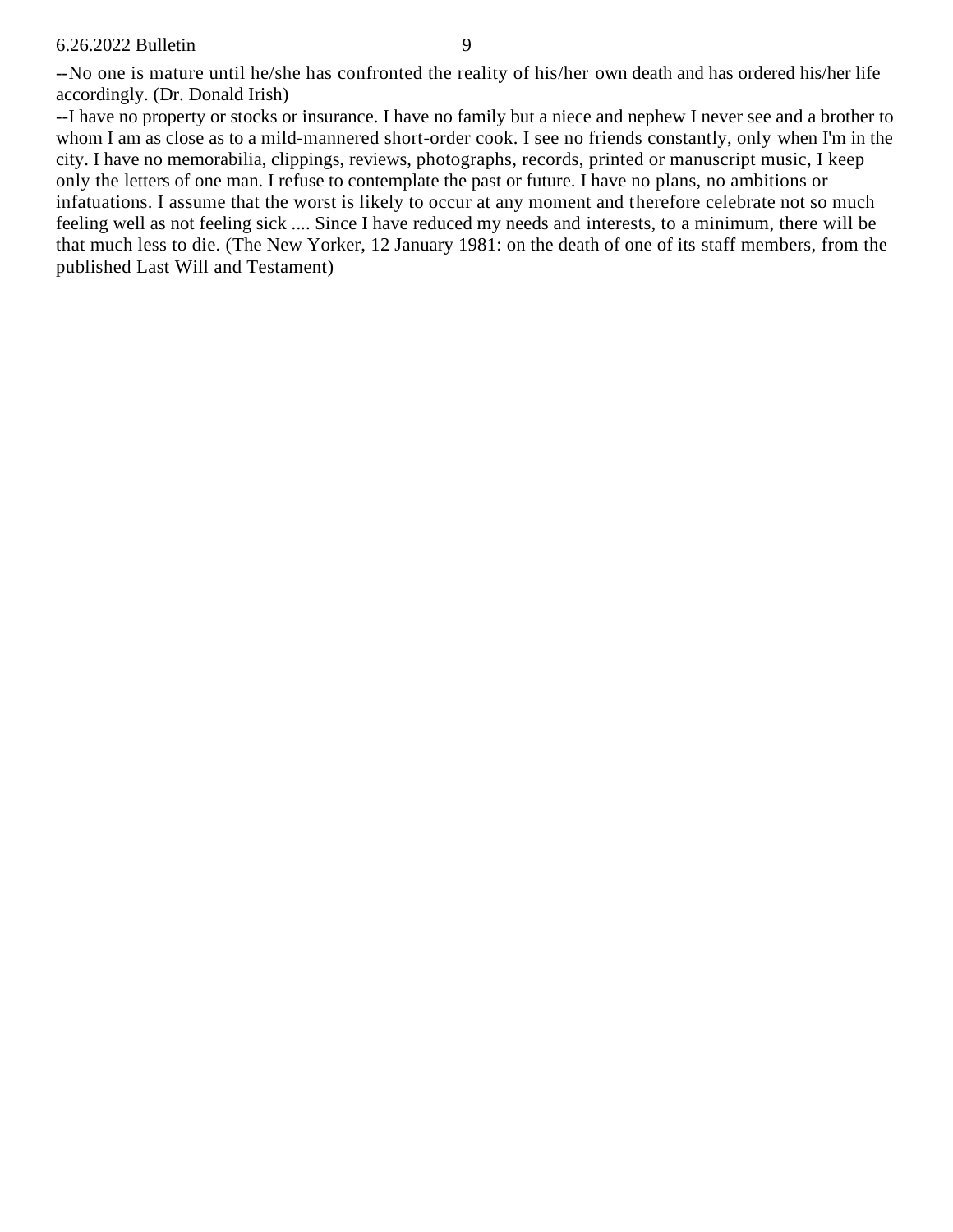--No one is mature until he/she has confronted the reality of his/her own death and has ordered his/her life accordingly. (Dr. Donald Irish)

--I have no property or stocks or insurance. I have no family but a niece and nephew I never see and a brother to whom I am as close as to a mild-mannered short-order cook. I see no friends constantly, only when I'm in the city. I have no memorabilia, clippings, reviews, photographs, records, printed or manuscript music, I keep only the letters of one man. I refuse to contemplate the past or future. I have no plans, no ambitions or infatuations. I assume that the worst is likely to occur at any moment and therefore celebrate not so much feeling well as not feeling sick .... Since I have reduced my needs and interests, to a minimum, there will be that much less to die. (The New Yorker, 12 January 1981: on the death of one of its staff members, from the published Last Will and Testament)